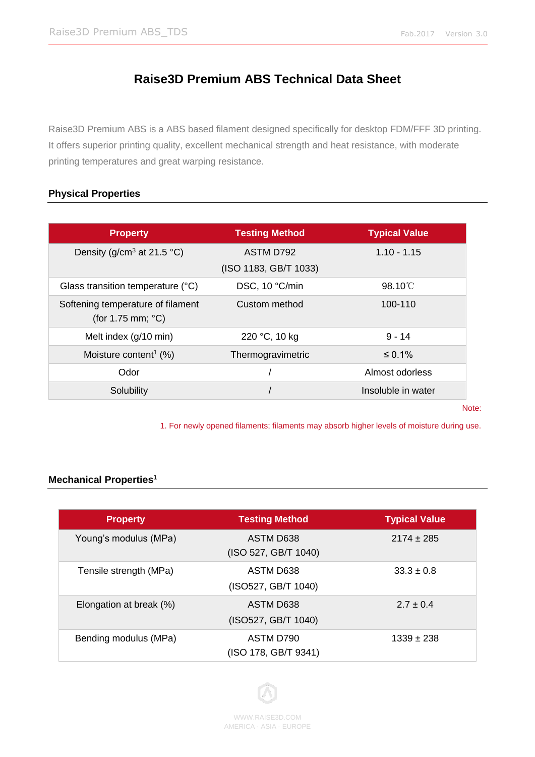# Raise3D Premium ABS Technical Data Sheet

Raise3D Premium ABS is a ABS based filament designed specifically for desktop FDM/FFF 3D printing. It offers superior printing quality, excellent mechanical strength and heat resistance, with moderate printing temperatures and great warping resistance.

## Physical Properties

| Property | Testing Method | Typical Value |
|---|---|---|
| Density (g/cm$^3$ at 21.5 °C) | ASTM D792 (ISO 1183, GB/T 1033) | 1.10 - 1.15 |
| Glass transition temperature (°C) | DSC, 10 °C/min | 98.10℃ |
| Softening temperature of filament (for 1.75 mm; °C) | Custom method | 100-110 |
| Melt index (g/10 min) | 220 °C, 10 kg | 9 - 14 |
| Moisture content[1] (%) | Thermogravimetric | ≤ 0.1% |
| Odor | / | Almost odorless |
| Solubility | / | Insoluble in water |

Note:

1. For newly opened filaments; filaments may absorb higher levels of moisture during use.

## Mechanical Properties[1]

| Property | Testing Method | Typical Value |
|---|---|---|
| Young's modulus (MPa) | ASTM D638 (ISO 527, GB/T 1040) | 2174 ± 285 |
| Tensile strength (MPa) | ASTM D638 (ISO527, GB/T 1040) | 33.3 ± 0.8 |
| Elongation at break (%) | ASTM D638 (ISO527, GB/T 1040) | 2.7 ± 0.4 |
| Bending modulus (MPa) | ASTM D790 (ISO 178, GB/T 9341) | 1339 ± 238 |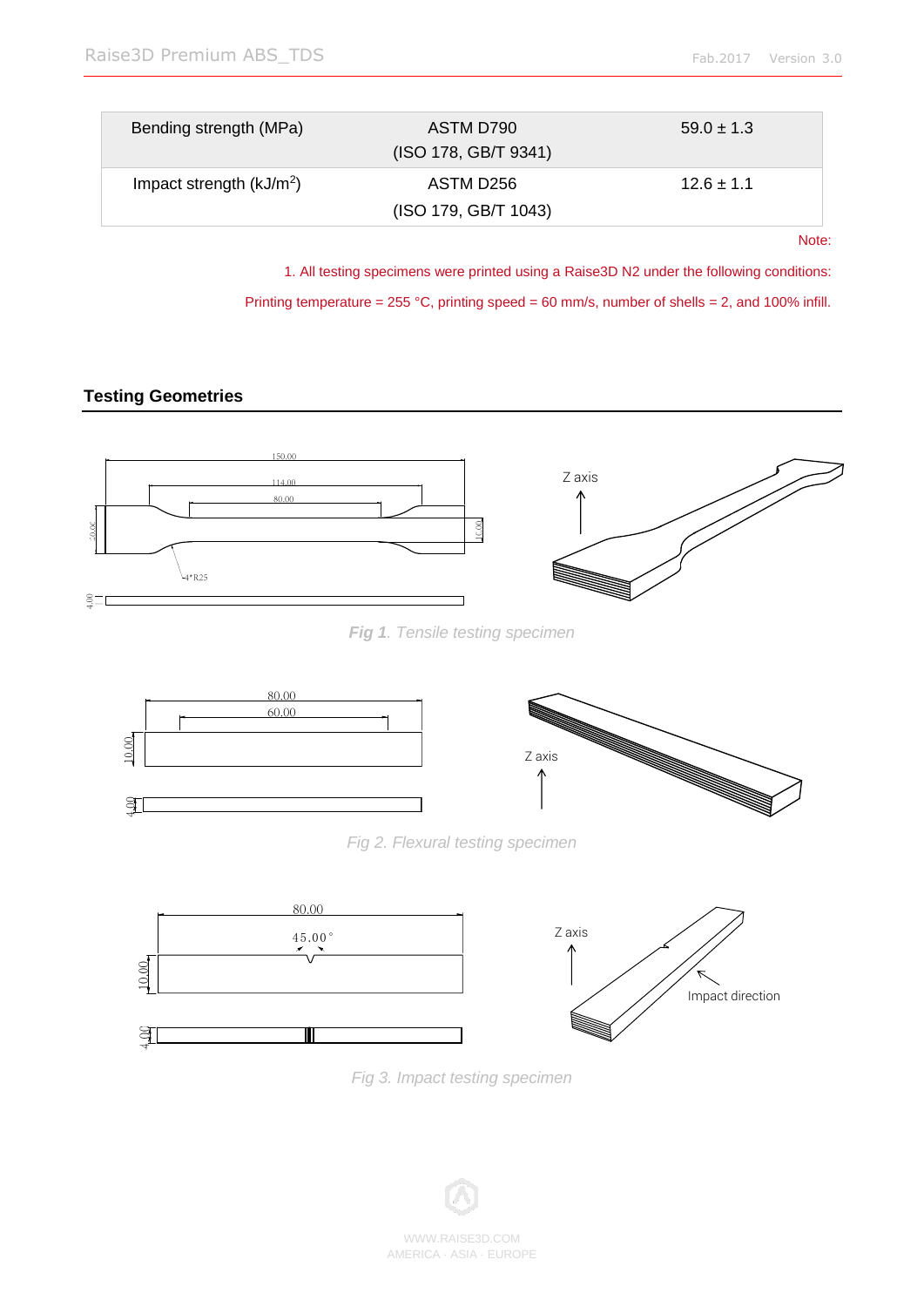| Bending strength (MPa) | ASTM D790 (ISO 178, GB/T 9341) | 59.0 ± 1.3 |
|---|---|---|
| Impact strength (kJ/m$^2$) | ASTM D256 (ISO 179, GB/T 1043) | 12.6 ± 1.1 |

Note:

1. All testing specimens were printed using a Raise3D N2 under the following conditions:

Printing temperature = 255 °C, printing speed = 60 mm/s, number of shells = 2, and 100% infill.

## Testing Geometries

*Fig 1. Tensile testing specimen*

*Fig 2. Flexural testing specimen*

*Fig 3. Impact testing specimen*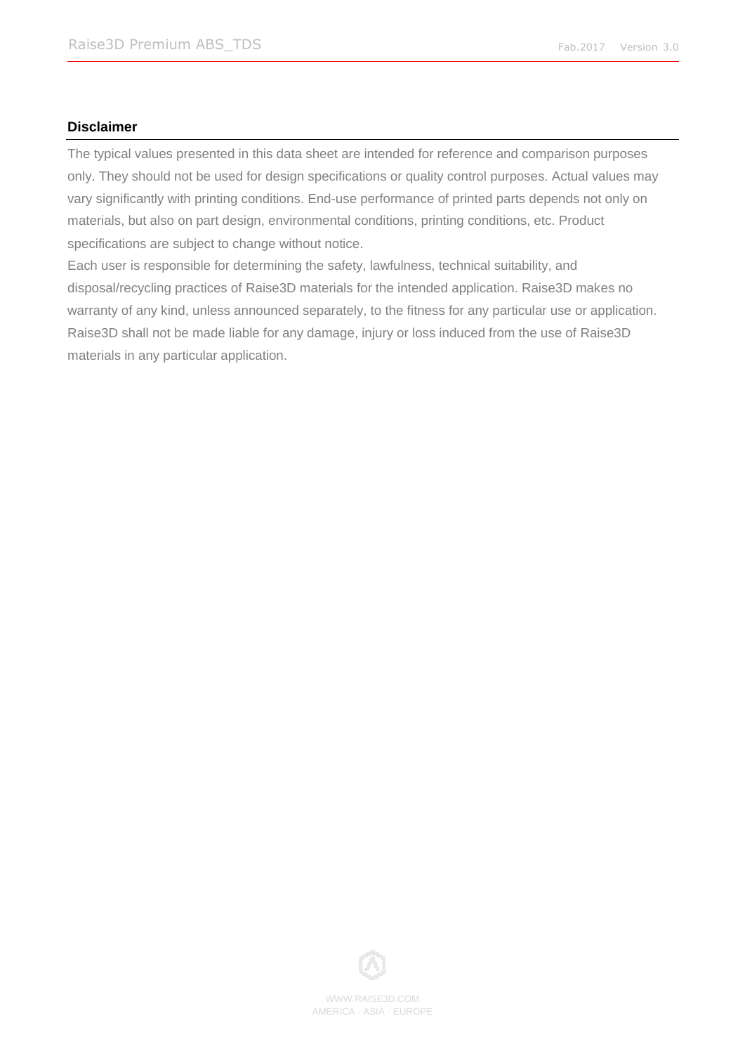## Disclaimer

The typical values presented in this data sheet are intended for reference and comparison purposes only. They should not be used for design specifications or quality control purposes. Actual values may vary significantly with printing conditions. End-use performance of printed parts depends not only on materials, but also on part design, environmental conditions, printing conditions, etc. Product specifications are subject to change without notice.

Each user is responsible for determining the safety, lawfulness, technical suitability, and disposal/recycling practices of Raise3D materials for the intended application. Raise3D makes no warranty of any kind, unless announced separately, to the fitness for any particular use or application. Raise3D shall not be made liable for any damage, injury or loss induced from the use of Raise3D materials in any particular application.